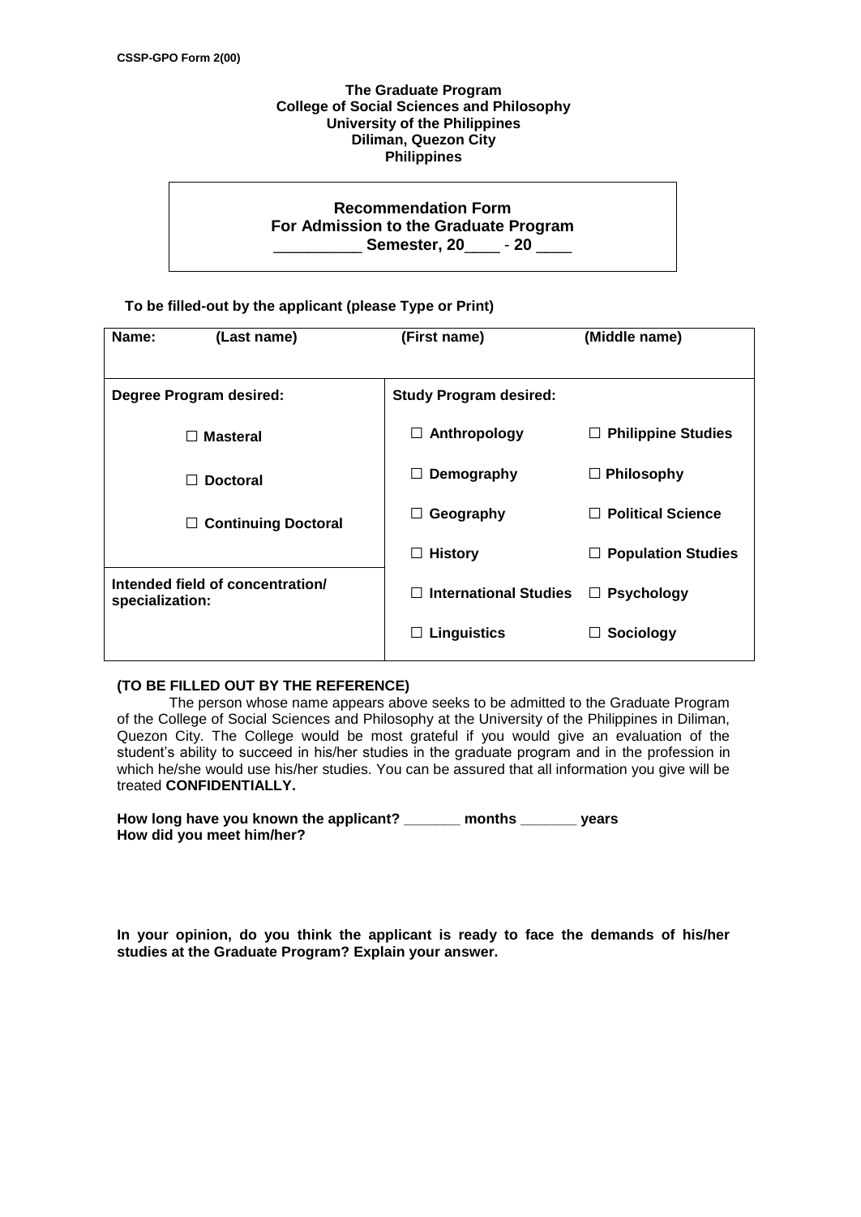CSSP-GPO Form 2(00)

**The Graduate Program**
**College of Social Sciences and Philosophy**
**University of the Philippines**
**Diliman, Quezon City**
**Philippines**

**Recommendation Form**
**For Admission to the Graduate Program**
**__________ Semester, 20____ - 20 ____**

**To be filled-out by the applicant (please Type or Print)**

| Name: (Last name) | (First name) | (Middle name) |
|---|---|---|
| **Degree Program desired:** | **Study Program desired:** | |
| ☐ **Masteral** | ☐ **Anthropology** | ☐ **Philippine Studies** |
| ☐ **Doctoral** | ☐ **Demography** | ☐ **Philosophy** |
| ☐ **Continuing Doctoral** | ☐ **Geography** | ☐ **Political Science** |
| | ☐ **History** | ☐ **Population Studies** |
| **Intended field of concentration/ specialization:** | ☐ **International Studies** | ☐ **Psychology** |
| | ☐ **Linguistics** | ☐ **Sociology** |

**(TO BE FILLED OUT BY THE REFERENCE)**

The person whose name appears above seeks to be admitted to the Graduate Program of the College of Social Sciences and Philosophy at the University of the Philippines in Diliman, Quezon City. The College would be most grateful if you would give an evaluation of the student's ability to succeed in his/her studies in the graduate program and in the profession in which he/she would use his/her studies. You can be assured that all information you give will be treated **CONFIDENTIALLY.**

**How long have you known the applicant? _______ months _______ years**
**How did you meet him/her?**

**In your opinion, do you think the applicant is ready to face the demands of his/her studies at the Graduate Program? Explain your answer.**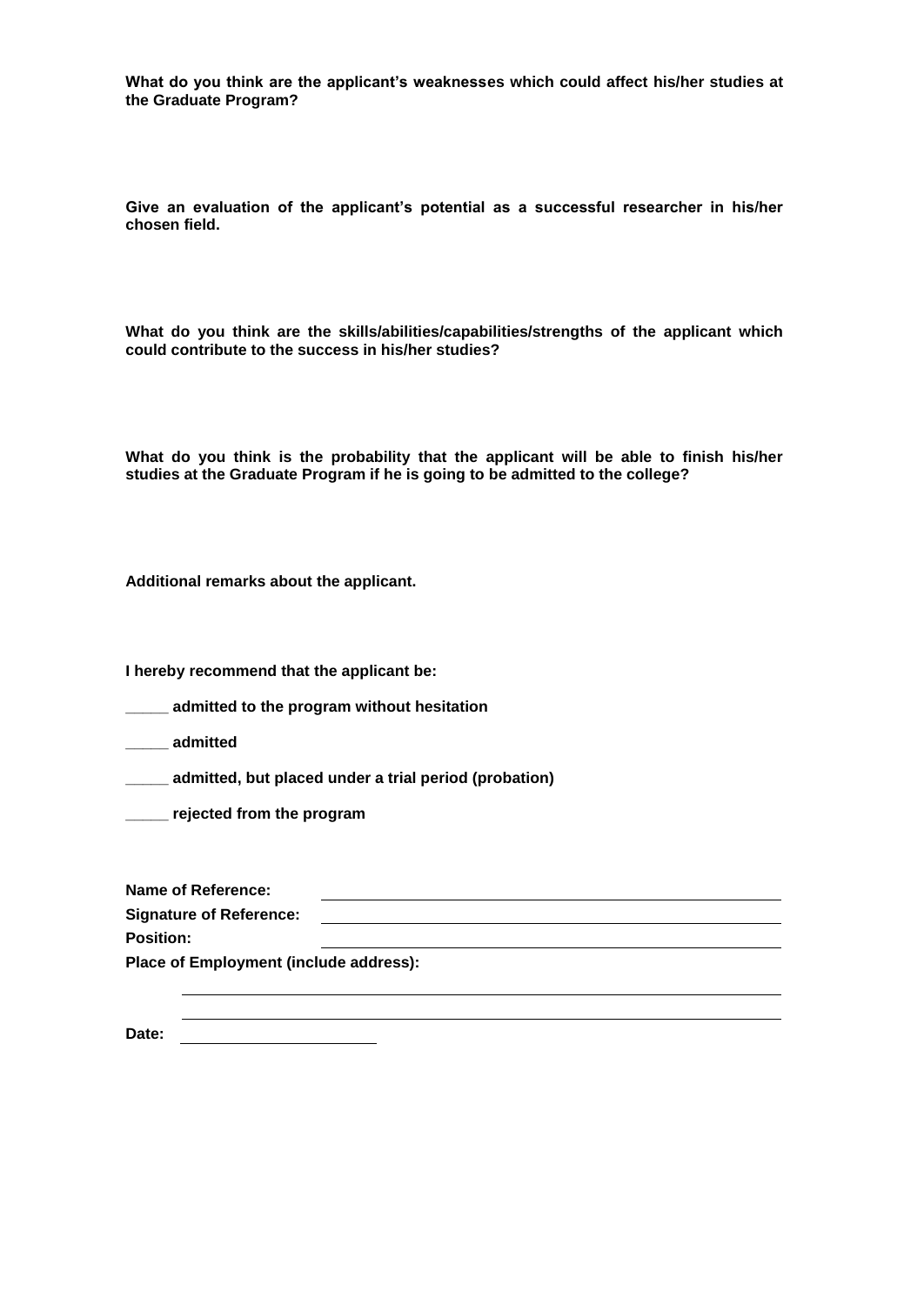**What do you think are the applicant's weaknesses which could affect his/her studies at the Graduate Program?**

**Give an evaluation of the applicant's potential as a successful researcher in his/her chosen field.**

**What do you think are the skills/abilities/capabilities/strengths of the applicant which could contribute to the success in his/her studies?**

**What do you think is the probability that the applicant will be able to finish his/her studies at the Graduate Program if he is going to be admitted to the college?**

**Additional remarks about the applicant.**

**I hereby recommend that the applicant be:**

**_____ admitted to the program without hesitation**

**_____ admitted**

**_____ admitted, but placed under a trial period (probation)**

**_____ rejected from the program**

**Name of Reference:** ______________________________

**Signature of Reference:** ______________________________

**Position:** ______________________________

**Place of Employment (include address):**

______________________________

______________________________

**Date:** ____________________